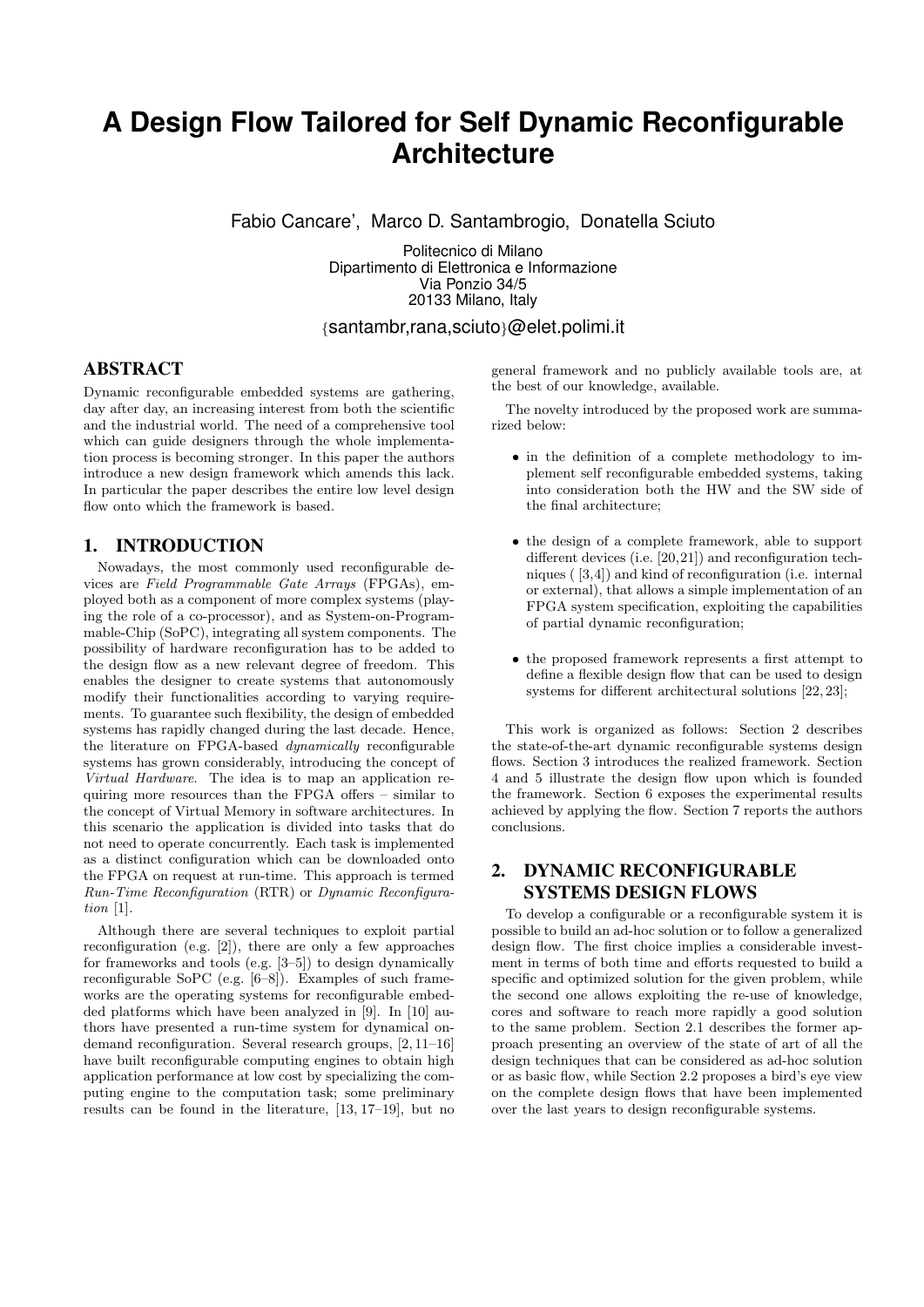# A Design Flow Tailored for Self Dynamic Reconfigurable Architecture

Fabio Cancare', Marco D. Santambrogio, Donatella Sciuto

Politecnico di Milano
Dipartimento di Elettronica e Informazione
Via Ponzio 34/5
20133 Milano, Italy

{santambr,rana,sciuto}@elet.polimi.it

## ABSTRACT

Dynamic reconfigurable embedded systems are gathering, day after day, an increasing interest from both the scientific and the industrial world. The need of a comprehensive tool which can guide designers through the whole implementation process is becoming stronger. In this paper the authors introduce a new design framework which amends this lack. In particular the paper describes the entire low level design flow onto which the framework is based.

## 1. INTRODUCTION

Nowadays, the most commonly used reconfigurable devices are *Field Programmable Gate Arrays* (FPGAs), employed both as a component of more complex systems (playing the role of a co-processor), and as System-on-Programmable-Chip (SoPC), integrating all system components. The possibility of hardware reconfiguration has to be added to the design flow as a new relevant degree of freedom. This enables the designer to create systems that autonomously modify their functionalities according to varying requirements. To guarantee such flexibility, the design of embedded systems has rapidly changed during the last decade. Hence, the literature on FPGA-based *dynamically* reconfigurable systems has grown considerably, introducing the concept of *Virtual Hardware*. The idea is to map an application requiring more resources than the FPGA offers – similar to the concept of Virtual Memory in software architectures. In this scenario the application is divided into tasks that do not need to operate concurrently. Each task is implemented as a distinct configuration which can be downloaded onto the FPGA on request at run-time. This approach is termed *Run-Time Reconfiguration* (RTR) or *Dynamic Reconfiguration* [1].

Although there are several techniques to exploit partial reconfiguration (e.g. [2]), there are only a few approaches for frameworks and tools (e.g. [3–5]) to design dynamically reconfigurable SoPC (e.g. [6–8]). Examples of such frameworks are the operating systems for reconfigurable embedded platforms which have been analyzed in [9]. In [10] authors have presented a run-time system for dynamical on-demand reconfiguration. Several research groups, [2, 11–16] have built reconfigurable computing engines to obtain high application performance at low cost by specializing the computing engine to the computation task; some preliminary results can be found in the literature, [13, 17–19], but no general framework and no publicly available tools are, at the best of our knowledge, available.

The novelty introduced by the proposed work are summarized below:

- in the definition of a complete methodology to implement self reconfigurable embedded systems, taking into consideration both the HW and the SW side of the final architecture;
- the design of a complete framework, able to support different devices (i.e. [20,21]) and reconfiguration techniques ( [3,4]) and kind of reconfiguration (i.e. internal or external), that allows a simple implementation of an FPGA system specification, exploiting the capabilities of partial dynamic reconfiguration;
- the proposed framework represents a first attempt to define a flexible design flow that can be used to design systems for different architectural solutions [22, 23];

This work is organized as follows: Section 2 describes the state-of-the-art dynamic reconfigurable systems design flows. Section 3 introduces the realized framework. Section 4 and 5 illustrate the design flow upon which is founded the framework. Section 6 exposes the experimental results achieved by applying the flow. Section 7 reports the authors conclusions.

## 2. DYNAMIC RECONFIGURABLE SYSTEMS DESIGN FLOWS

To develop a configurable or a reconfigurable system it is possible to build an ad-hoc solution or to follow a generalized design flow. The first choice implies a considerable investment in terms of both time and efforts requested to build a specific and optimized solution for the given problem, while the second one allows exploiting the re-use of knowledge, cores and software to reach more rapidly a good solution to the same problem. Section 2.1 describes the former approach presenting an overview of the state of art of all the design techniques that can be considered as ad-hoc solution or as basic flow, while Section 2.2 proposes a bird's eye view on the complete design flows that have been implemented over the last years to design reconfigurable systems.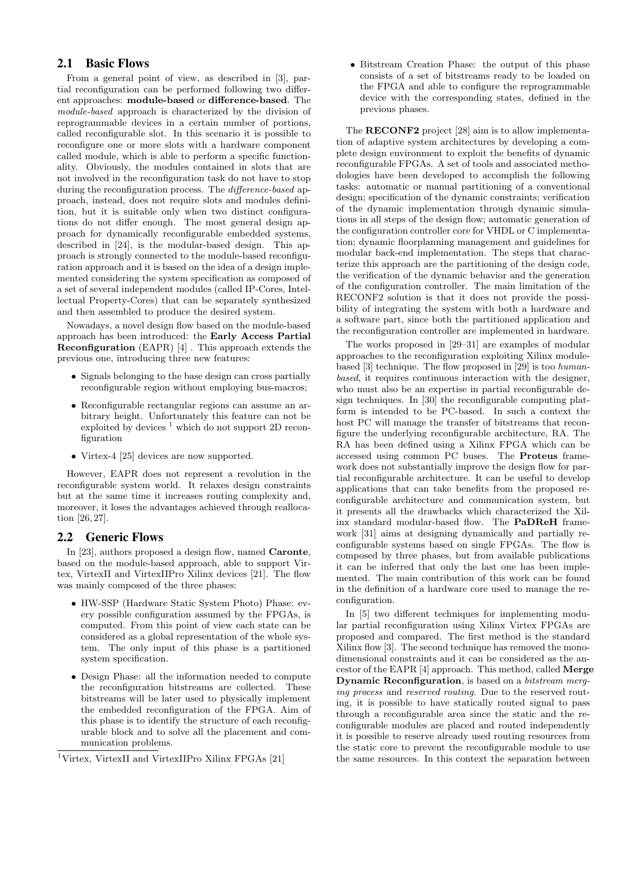## 2.1 Basic Flows

From a general point of view, as described in [3], partial reconfiguration can be performed following two different approaches: **module-based** or **difference-based**. The *module-based* approach is characterized by the division of reprogrammable devices in a certain number of portions, called reconfigurable slot. In this scenario it is possible to reconfigure one or more slots with a hardware component called module, which is able to perform a specific functionality. Obviously, the modules contained in slots that are not involved in the reconfiguration task do not have to stop during the reconfiguration process. The *difference-based* approach, instead, does not require slots and modules definition, but it is suitable only when two distinct configurations do not differ enough. The most general design approach for dynamically reconfigurable embedded systems, described in [24], is the modular-based design. This approach is strongly connected to the module-based reconfiguration approach and it is based on the idea of a design implemented considering the system specification as composed of a set of several independent modules (called IP-Cores, Intellectual Property-Cores) that can be separately synthesized and then assembled to produce the desired system.

Nowadays, a novel design flow based on the module-based approach has been introduced: the **Early Access Partial Reconfiguration** (EAPR) [4] . This approach extends the previous one, introducing three new features:

- Signals belonging to the base design can cross partially reconfigurable region without employing bus-macros;
- Reconfigurable rectangular regions can assume an arbitrary height. Unfortunately this feature can not be exploited by devices [1] which do not support 2D reconfiguration
- Virtex-4 [25] devices are now supported.

However, EAPR does not represent a revolution in the reconfigurable system world. It relaxes design constraints but at the same time it increases routing complexity and, moreover, it loses the advantages achieved through reallocation [26, 27].

## 2.2 Generic Flows

In [23], authors proposed a design flow, named **Caronte**, based on the module-based approach, able to support Virtex, VirtexII and VirtexIIPro Xilinx devices [21]. The flow was mainly composed of the three phases:

- HW-SSP (Hardware Static System Photo) Phase: every possible configuration assumed by the FPGAs, is computed. From this point of view each state can be considered as a global representation of the whole system. The only input of this phase is a partitioned system specification.
- Design Phase: all the information needed to compute the reconfiguration bitstreams are collected. These bitstreams will be later used to physically implement the embedded reconfiguration of the FPGA. Aim of this phase is to identify the structure of each reconfigurable block and to solve all the placement and communication problems.
- Bitstream Creation Phase: the output of this phase consists of a set of bitstreams ready to be loaded on the FPGA and able to configure the reprogrammable device with the corresponding states, defined in the previous phases.

[1] Virtex, VirtexII and VirtexIIPro Xilinx FPGAs [21]

The **RECONF2** project [28] aim is to allow implementation of adaptive system architectures by developing a complete design environment to exploit the benefits of dynamic reconfigurable FPGAs. A set of tools and associated methodologies have been developed to accomplish the following tasks: automatic or manual partitioning of a conventional design; specification of the dynamic constraints; verification of the dynamic implementation through dynamic simulations in all steps of the design flow; automatic generation of the configuration controller core for VHDL or C implementation; dynamic floorplanning management and guidelines for modular back-end implementation. The steps that characterize this approach are the partitioning of the design code, the verification of the dynamic behavior and the generation of the configuration controller. The main limitation of the RECONF2 solution is that it does not provide the possibility of integrating the system with both a hardware and a software part, since both the partitioned application and the reconfiguration controller are implemented in hardware.

The works proposed in [29–31] are examples of modular approaches to the reconfiguration exploiting Xilinx module-based [3] technique. The flow proposed in [29] is too *human-based*, it requires continuous interaction with the designer, who must also be an expertise in partial reconfigurable design techniques. In [30] the reconfigurable computing platform is intended to be PC-based. In such a context the host PC will manage the transfer of bitstreams that reconfigure the underlying reconfigurable architecture, RA. The RA has been defined using a Xilinx FPGA which can be accessed using common PC buses. The **Proteus** framework does not substantially improve the design flow for partial reconfigurable architecture. It can be useful to develop applications that can take benefits from the proposed reconfigurable architecture and communication system, but it presents all the drawbacks which characterized the Xilinx standard modular-based flow. The **PaDReH** framework [31] aims at designing dynamically and partially reconfigurable systems based on single FPGAs. The flow is composed by three phases, but from available publications it can be inferred that only the last one has been implemented. The main contribution of this work can be found in the definition of a hardware core used to manage the reconfiguration.

In [5] two different techniques for implementing modular partial reconfiguration using Xilinx Virtex FPGAs are proposed and compared. The first method is the standard Xilinx flow [3]. The second technique has removed the monodimensional constraints and it can be considered as the ancestor of the EAPR [4] approach. This method, called **Merge Dynamic Reconfiguration**, is based on a *bitstream merging process* and *reserved routing*. Due to the reserved routing, it is possible to have statically routed signal to pass through a reconfigurable area since the static and the reconfigurable modules are placed and routed independently it is possible to reserve already used routing resources from the static core to prevent the reconfigurable module to use the same resources. In this context the separation between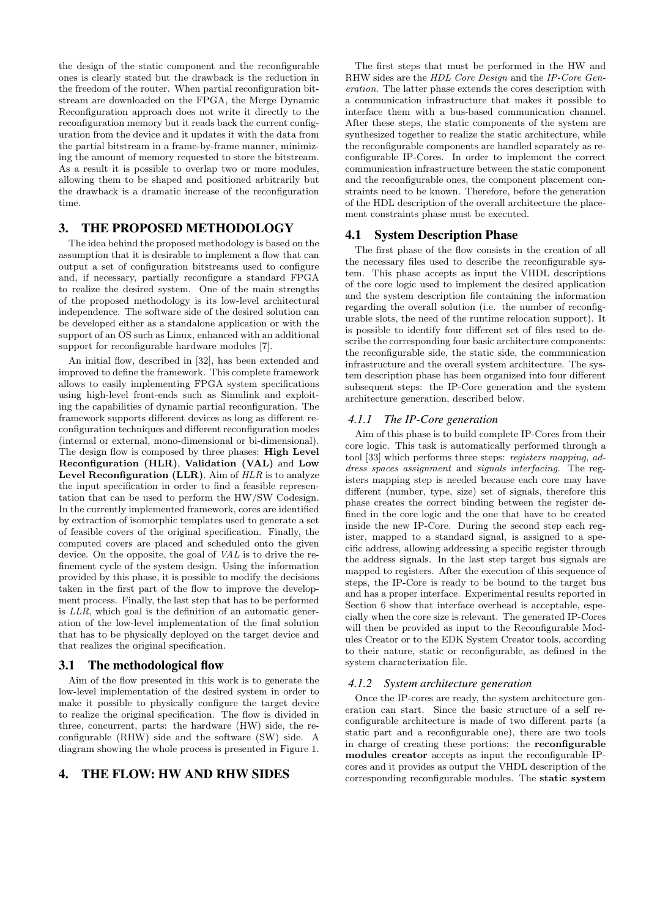the design of the static component and the reconfigurable ones is clearly stated but the drawback is the reduction in the freedom of the router. When partial reconfiguration bitstream are downloaded on the FPGA, the Merge Dynamic Reconfiguration approach does not write it directly to the reconfiguration memory but it reads back the current configuration from the device and it updates it with the data from the partial bitstream in a frame-by-frame manner, minimizing the amount of memory requested to store the bitstream. As a result it is possible to overlap two or more modules, allowing them to be shaped and positioned arbitrarily but the drawback is a dramatic increase of the reconfiguration time.

## 3. THE PROPOSED METHODOLOGY

The idea behind the proposed methodology is based on the assumption that it is desirable to implement a flow that can output a set of configuration bitstreams used to configure and, if necessary, partially reconfigure a standard FPGA to realize the desired system. One of the main strengths of the proposed methodology is its low-level architectural independence. The software side of the desired solution can be developed either as a standalone application or with the support of an OS such as Linux, enhanced with an additional support for reconfigurable hardware modules [7].

An initial flow, described in [32], has been extended and improved to define the framework. This complete framework allows to easily implementing FPGA system specifications using high-level front-ends such as Simulink and exploiting the capabilities of dynamic partial reconfiguration. The framework supports different devices as long as different reconfiguration techniques and different reconfiguration modes (internal or external, mono-dimensional or bi-dimensional). The design flow is composed by three phases: **High Level Reconfiguration (HLR)**, **Validation (VAL)** and **Low Level Reconfiguration (LLR)**. Aim of *HLR* is to analyze the input specification in order to find a feasible representation that can be used to perform the HW/SW Codesign. In the currently implemented framework, cores are identified by extraction of isomorphic templates used to generate a set of feasible covers of the original specification. Finally, the computed covers are placed and scheduled onto the given device. On the opposite, the goal of *VAL* is to drive the refinement cycle of the system design. Using the information provided by this phase, it is possible to modify the decisions taken in the first part of the flow to improve the development process. Finally, the last step that has to be performed is *LLR*, which goal is the definition of an automatic generation of the low-level implementation of the final solution that has to be physically deployed on the target device and that realizes the original specification.

### 3.1 The methodological flow

Aim of the flow presented in this work is to generate the low-level implementation of the desired system in order to make it possible to physically configure the target device to realize the original specification. The flow is divided in three, concurrent, parts: the hardware (HW) side, the reconfigurable (RHW) side and the software (SW) side. A diagram showing the whole process is presented in Figure 1.

## 4. THE FLOW: HW AND RHW SIDES

The first steps that must be performed in the HW and RHW sides are the *HDL Core Design* and the *IP-Core Generation*. The latter phase extends the cores description with a communication infrastructure that makes it possible to interface them with a bus-based communication channel. After these steps, the static components of the system are synthesized together to realize the static architecture, while the reconfigurable components are handled separately as reconfigurable IP-Cores. In order to implement the correct communication infrastructure between the static component and the reconfigurable ones, the component placement constraints need to be known. Therefore, before the generation of the HDL description of the overall architecture the placement constraints phase must be executed.

### 4.1 System Description Phase

The first phase of the flow consists in the creation of all the necessary files used to describe the reconfigurable system. This phase accepts as input the VHDL descriptions of the core logic used to implement the desired application and the system description file containing the information regarding the overall solution (i.e. the number of reconfigurable slots, the need of the runtime relocation support). It is possible to identify four different set of files used to describe the corresponding four basic architecture components: the reconfigurable side, the static side, the communication infrastructure and the overall system architecture. The system description phase has been organized into four different subsequent steps: the IP-Core generation and the system architecture generation, described below.

#### 4.1.1 The IP-Core generation

Aim of this phase is to build complete IP-Cores from their core logic. This task is automatically performed through a tool [33] which performs three steps: *registers mapping*, *address spaces assignment* and *signals interfacing*. The registers mapping step is needed because each core may have different (number, type, size) set of signals, therefore this phase creates the correct binding between the register defined in the core logic and the one that have to be created inside the new IP-Core. During the second step each register, mapped to a standard signal, is assigned to a specific address, allowing addressing a specific register through the address signals. In the last step target bus signals are mapped to registers. After the execution of this sequence of steps, the IP-Core is ready to be bound to the target bus and has a proper interface. Experimental results reported in Section 6 show that interface overhead is acceptable, especially when the core size is relevant. The generated IP-Cores will then be provided as input to the Reconfigurable Modules Creator or to the EDK System Creator tools, according to their nature, static or reconfigurable, as defined in the system characterization file.

#### 4.1.2 System architecture generation

Once the IP-cores are ready, the system architecture generation can start. Since the basic structure of a self reconfigurable architecture is made of two different parts (a static part and a reconfigurable one), there are two tools in charge of creating these portions: the **reconfigurable modules creator** accepts as input the reconfigurable IP-cores and it provides as output the VHDL description of the corresponding reconfigurable modules. The **static system**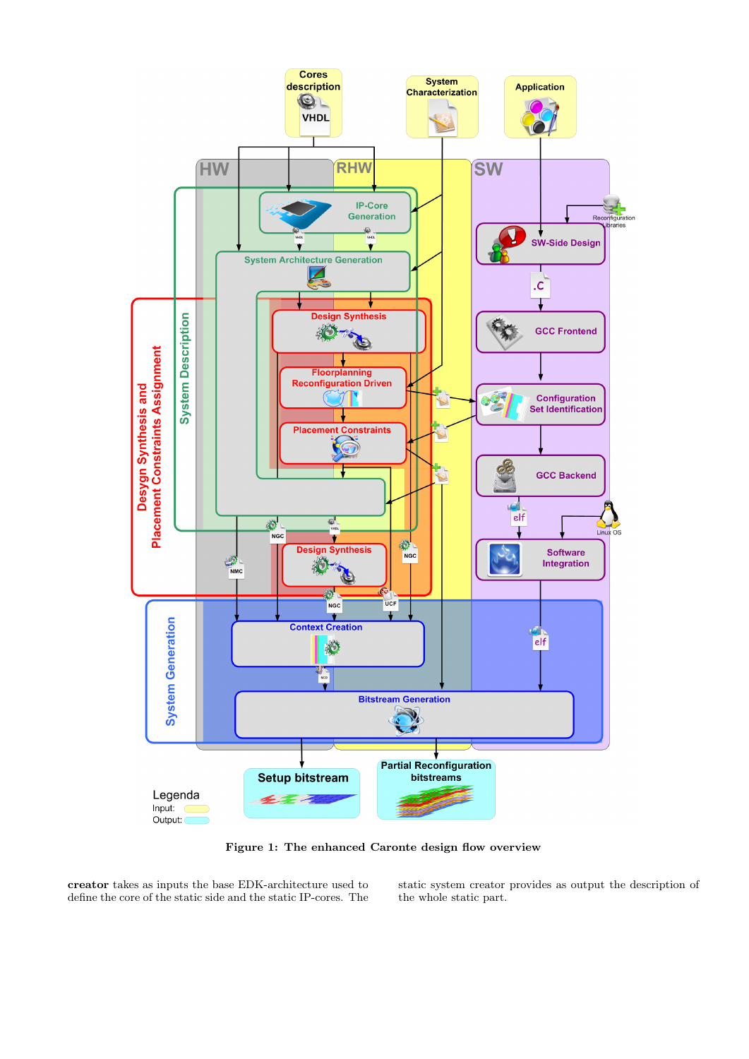**Figure 1: The enhanced Caronte design flow overview**

**creator** takes as inputs the base EDK-architecture used to define the core of the static side and the static IP-cores. The static system creator provides as output the description of the whole static part.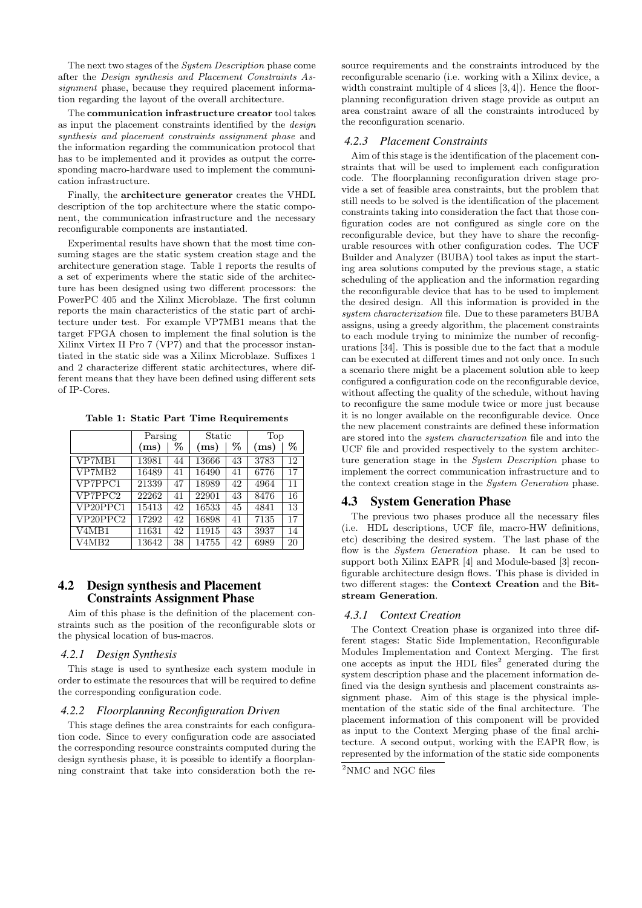The next two stages of the *System Description* phase come after the *Design synthesis and Placement Constraints Assignment* phase, because they required placement information regarding the layout of the overall architecture.

The **communication infrastructure creator** tool takes as input the placement constraints identified by the *design synthesis and placement constraints assignment phase* and the information regarding the communication protocol that has to be implemented and it provides as output the corresponding macro-hardware used to implement the communication infrastructure.

Finally, the **architecture generator** creates the VHDL description of the top architecture where the static component, the communication infrastructure and the necessary reconfigurable components are instantiated.

Experimental results have shown that the most time consuming stages are the static system creation stage and the architecture generation stage. Table 1 reports the results of a set of experiments where the static side of the architecture has been designed using two different processors: the PowerPC 405 and the Xilinx Microblaze. The first column reports the main characteristics of the static part of architecture under test. For example VP7MB1 means that the target FPGA chosen to implement the final solution is the Xilinx Virtex II Pro 7 (VP7) and that the processor instantiated in the static side was a Xilinx Microblaze. Suffixes 1 and 2 characterize different static architectures, where different means that they have been defined using different sets of IP-Cores.

**Table 1: Static Part Time Requirements**

| | Parsing | | Static | | Top | |
|---|---|---|---|---|---|---|
| | (ms) | % | (ms) | % | (ms) | % |
| VP7MB1 | 13981 | 44 | 13666 | 43 | 3783 | 12 |
| VP7MB2 | 16489 | 41 | 16490 | 41 | 6776 | 17 |
| VP7PPC1 | 21339 | 47 | 18989 | 42 | 4964 | 11 |
| VP7PPC2 | 22262 | 41 | 22901 | 43 | 8476 | 16 |
| VP20PPC1 | 15413 | 42 | 16533 | 45 | 4841 | 13 |
| VP20PPC2 | 17292 | 42 | 16898 | 41 | 7135 | 17 |
| V4MB1 | 11631 | 42 | 11915 | 43 | 3937 | 14 |
| V4MB2 | 13642 | 38 | 14755 | 42 | 6989 | 20 |

## 4.2 Design synthesis and Placement Constraints Assignment Phase

Aim of this phase is the definition of the placement constraints such as the position of the reconfigurable slots or the physical location of bus-macros.

### 4.2.1 Design Synthesis

This stage is used to synthesize each system module in order to estimate the resources that will be required to define the corresponding configuration code.

### 4.2.2 Floorplanning Reconfiguration Driven

This stage defines the area constraints for each configuration code. Since to every configuration code are associated the corresponding resource constraints computed during the design synthesis phase, it is possible to identify a floorplanning constraint that take into consideration both the resource requirements and the constraints introduced by the reconfigurable scenario (i.e. working with a Xilinx device, a width constraint multiple of 4 slices [3, 4]). Hence the floorplanning reconfiguration driven stage provide as output an area constraint aware of all the constraints introduced by the reconfiguration scenario.

### 4.2.3 Placement Constraints

Aim of this stage is the identification of the placement constraints that will be used to implement each configuration code. The floorplanning reconfiguration driven stage provide a set of feasible area constraints, but the problem that still needs to be solved is the identification of the placement constraints taking into consideration the fact that those configuration codes are not configured as single core on the reconfigurable device, but they have to share the reconfigurable resources with other configuration codes. The UCF Builder and Analyzer (BUBA) tool takes as input the starting area solutions computed by the previous stage, a static scheduling of the application and the information regarding the reconfigurable device that has to be used to implement the desired design. All this information is provided in the *system characterization* file. Due to these parameters BUBA assigns, using a greedy algorithm, the placement constraints to each module trying to minimize the number of reconfigurations [34]. This is possible due to the fact that a module can be executed at different times and not only once. In such a scenario there might be a placement solution able to keep configured a configuration code on the reconfigurable device, without affecting the quality of the schedule, without having to reconfigure the same module twice or more just because it is no longer available on the reconfigurable device. Once the new placement constraints are defined these information are stored into the *system characterization* file and into the UCF file and provided respectively to the system architecture generation stage in the *System Description* phase to implement the correct communication infrastructure and to the context creation stage in the *System Generation* phase.

## 4.3 System Generation Phase

The previous two phases produce all the necessary files (i.e. HDL descriptions, UCF file, macro-HW definitions, etc) describing the desired system. The last phase of the flow is the *System Generation* phase. It can be used to support both Xilinx EAPR [4] and Module-based [3] reconfigurable architecture design flows. This phase is divided in two different stages: the **Context Creation** and the **Bitstream Generation**.

### 4.3.1 Context Creation

The Context Creation phase is organized into three different stages: Static Side Implementation, Reconfigurable Modules Implementation and Context Merging. The first one accepts as input the HDL files[2] generated during the system description phase and the placement information defined via the design synthesis and placement constraints assignment phase. Aim of this stage is the physical implementation of the static side of the final architecture. The placement information of this component will be provided as input to the Context Merging phase of the final architecture. A second output, working with the EAPR flow, is represented by the information of the static side components

[2] NMC and NGC files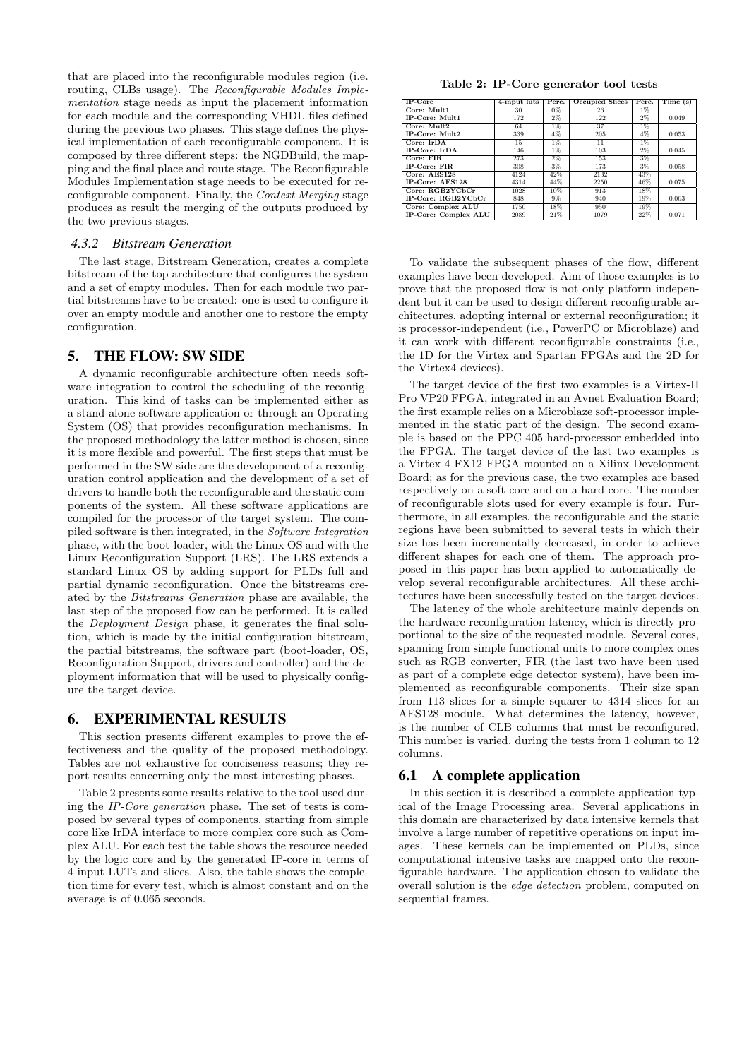that are placed into the reconfigurable modules region (i.e. routing, CLBs usage). The *Reconfigurable Modules Implementation* stage needs as input the placement information for each module and the corresponding VHDL files defined during the previous two phases. This stage defines the physical implementation of each reconfigurable component. It is composed by three different steps: the NGDBuild, the mapping and the final place and route stage. The Reconfigurable Modules Implementation stage needs to be executed for reconfigurable component. Finally, the *Context Merging* stage produces as result the merging of the outputs produced by the two previous stages.

### 4.3.2 Bitstream Generation

The last stage, Bitstream Generation, creates a complete bitstream of the top architecture that configures the system and a set of empty modules. Then for each module two partial bitstreams have to be created: one is used to configure it over an empty module and another one to restore the empty configuration.

## 5. THE FLOW: SW SIDE

A dynamic reconfigurable architecture often needs software integration to control the scheduling of the reconfiguration. This kind of tasks can be implemented either as a stand-alone software application or through an Operating System (OS) that provides reconfiguration mechanisms. In the proposed methodology the latter method is chosen, since it is more flexible and powerful. The first steps that must be performed in the SW side are the development of a reconfiguration control application and the development of a set of drivers to handle both the reconfigurable and the static components of the system. All these software applications are compiled for the processor of the target system. The compiled software is then integrated, in the *Software Integration* phase, with the boot-loader, with the Linux OS and with the Linux Reconfiguration Support (LRS). The LRS extends a standard Linux OS by adding support for PLDs full and partial dynamic reconfiguration. Once the bitstreams created by the *Bitstreams Generation* phase are available, the last step of the proposed flow can be performed. It is called the *Deployment Design* phase, it generates the final solution, which is made by the initial configuration bitstream, the partial bitstreams, the software part (boot-loader, OS, Reconfiguration Support, drivers and controller) and the deployment information that will be used to physically configure the target device.

## 6. EXPERIMENTAL RESULTS

This section presents different examples to prove the effectiveness and the quality of the proposed methodology. Tables are not exhaustive for conciseness reasons; they report results concerning only the most interesting phases.

Table 2 presents some results relative to the tool used during the *IP-Core generation* phase. The set of tests is composed by several types of components, starting from simple core like IrDA interface to more complex core such as Complex ALU. For each test the table shows the resource needed by the logic core and by the generated IP-core in terms of 4-input LUTs and slices. Also, the table shows the completion time for every test, which is almost constant and on the average is of 0.065 seconds.

**Table 2: IP-Core generator tool tests**

| IP-Core | 4-input luts | Perc. | Occupied Slices | Perc. | Time (s) |
|---|---|---|---|---|---|
| Core: Mult1 | 30 | 0% | 26 | 1% | |
| IP-Core: Mult1 | 172 | 2% | 122 | 2% | 0.049 |
| Core: Mult2 | 64 | 1% | 37 | 1% | |
| IP-Core: Mult2 | 339 | 4% | 205 | 4% | 0.053 |
| Core: IrDA | 15 | 1% | 11 | 1% | |
| IP-Core: IrDA | 146 | 1% | 103 | 2% | 0.045 |
| Core: FIR | 273 | 2% | 153 | 3% | |
| IP-Core: FIR | 308 | 3% | 173 | 3% | 0.058 |
| Core: AES128 | 4124 | 42% | 2132 | 43% | |
| IP-Core: AES128 | 4314 | 44% | 2250 | 46% | 0.075 |
| Core: RGB2YCbCr | 1028 | 10% | 913 | 18% | |
| IP-Core: RGB2YCbCr | 848 | 9% | 940 | 19% | 0.063 |
| Core: Complex ALU | 1750 | 18% | 950 | 19% | |
| IP-Core: Complex ALU | 2089 | 21% | 1079 | 22% | 0.071 |

To validate the subsequent phases of the flow, different examples have been developed. Aim of those examples is to prove that the proposed flow is not only platform independent but it can be used to design different reconfigurable architectures, adopting internal or external reconfiguration; it is processor-independent (i.e., PowerPC or Microblaze) and it can work with different reconfigurable constraints (i.e., the 1D for the Virtex and Spartan FPGAs and the 2D for the Virtex4 devices).

The target device of the first two examples is a Virtex-II Pro VP20 FPGA, integrated in an Avnet Evaluation Board; the first example relies on a Microblaze soft-processor implemented in the static part of the design. The second example is based on the PPC 405 hard-processor embedded into the FPGA. The target device of the last two examples is a Virtex-4 FX12 FPGA mounted on a Xilinx Development Board; as for the previous case, the two examples are based respectively on a soft-core and on a hard-core. The number of reconfigurable slots used for every example is four. Furthermore, in all examples, the reconfigurable and the static regions have been submitted to several tests in which their size has been incrementally decreased, in order to achieve different shapes for each one of them. The approach proposed in this paper has been applied to automatically develop several reconfigurable architectures. All these architectures have been successfully tested on the target devices.

The latency of the whole architecture mainly depends on the hardware reconfiguration latency, which is directly proportional to the size of the requested module. Several cores, spanning from simple functional units to more complex ones such as RGB converter, FIR (the last two have been used as part of a complete edge detector system), have been implemented as reconfigurable components. Their size span from 113 slices for a simple squarer to 4314 slices for an AES128 module. What determines the latency, however, is the number of CLB columns that must be reconfigured. This number is varied, during the tests from 1 column to 12 columns.

## 6.1 A complete application

In this section it is described a complete application typical of the Image Processing area. Several applications in this domain are characterized by data intensive kernels that involve a large number of repetitive operations on input images. These kernels can be implemented on PLDs, since computational intensive tasks are mapped onto the reconfigurable hardware. The application chosen to validate the overall solution is the *edge detection* problem, computed on sequential frames.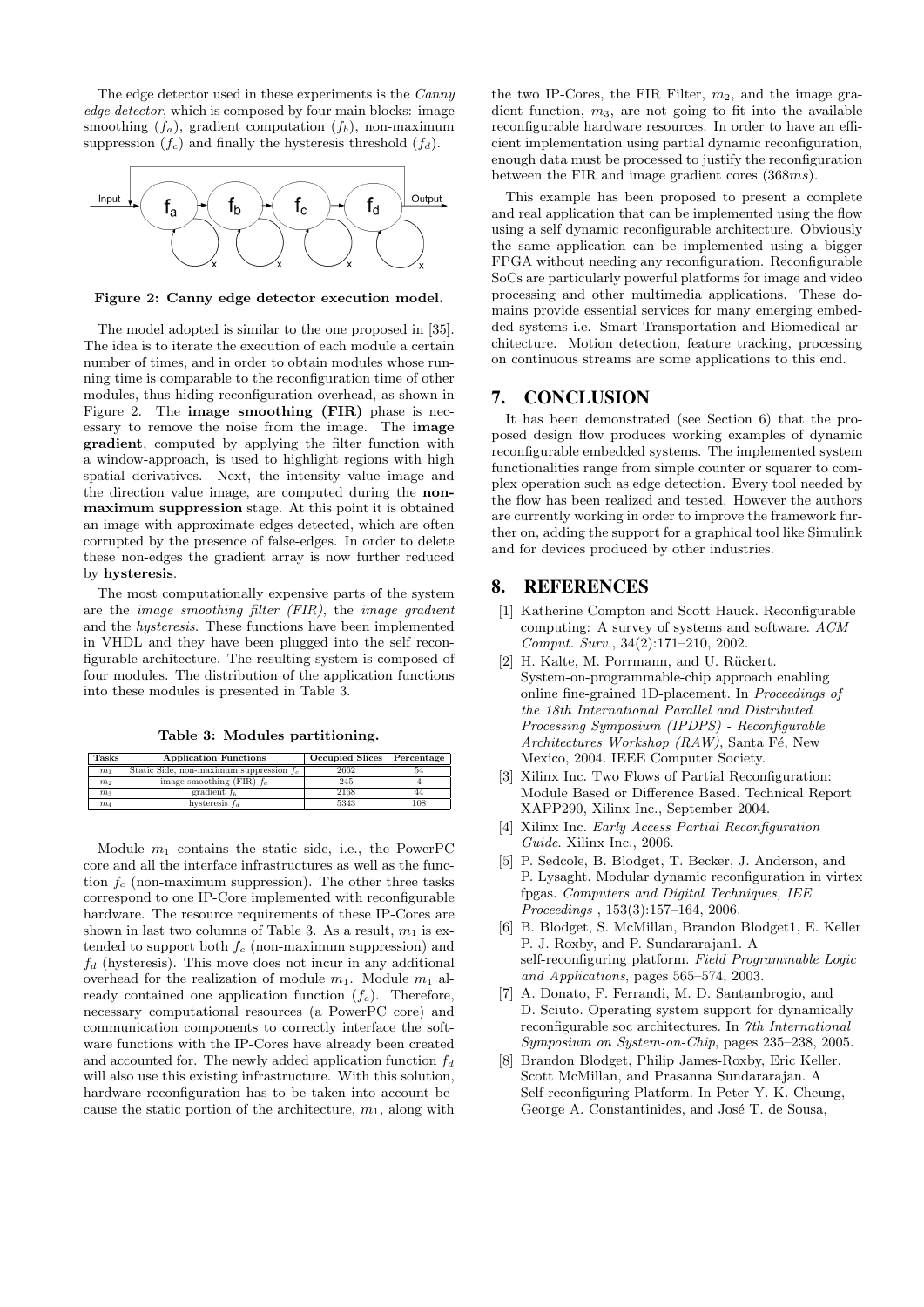The edge detector used in these experiments is the *Canny edge detector*, which is composed by four main blocks: image smoothing ($f_a$), gradient computation ($f_b$), non-maximum suppression ($f_c$) and finally the hysteresis threshold ($f_d$).

**Figure 2: Canny edge detector execution model.**

The model adopted is similar to the one proposed in [35]. The idea is to iterate the execution of each module a certain number of times, and in order to obtain modules whose running time is comparable to the reconfiguration time of other modules, thus hiding reconfiguration overhead, as shown in Figure 2. The **image smoothing (FIR)** phase is necessary to remove the noise from the image. The **image gradient**, computed by applying the filter function with a window-approach, is used to highlight regions with high spatial derivatives. Next, the intensity value image and the direction value image, are computed during the **non-maximum suppression** stage. At this point it is obtained an image with approximate edges detected, which are often corrupted by the presence of false-edges. In order to delete these non-edges the gradient array is now further reduced by **hysteresis**.

The most computationally expensive parts of the system are the *image smoothing filter (FIR)*, the *image gradient* and the *hysteresis*. These functions have been implemented in VHDL and they have been plugged into the self reconfigurable architecture. The resulting system is composed of four modules. The distribution of the application functions into these modules is presented in Table 3.

**Table 3: Modules partitioning.**

| Tasks | Application Functions | Occupied Slices | Percentage |
|---|---|---|---|
| $m_1$ | Static Side, non-maximum suppression $f_c$ | 2662 | 54 |
| $m_2$ | image smoothing (FIR) $f_a$ | 245 | 4 |
| $m_3$ | gradient $f_b$ | 2168 | 44 |
| $m_4$ | hysteresis $f_d$ | 5343 | 108 |

Module $m_1$ contains the static side, i.e., the PowerPC core and all the interface infrastructures as well as the function $f_c$ (non-maximum suppression). The other three tasks correspond to one IP-Core implemented with reconfigurable hardware. The resource requirements of these IP-Cores are shown in last two columns of Table 3. As a result, $m_1$ is extended to support both $f_c$ (non-maximum suppression) and $f_d$ (hysteresis). This move does not incur in any additional overhead for the realization of module $m_1$. Module $m_1$ already contained one application function ($f_c$). Therefore, necessary computational resources (a PowerPC core) and communication components to correctly interface the software functions with the IP-Cores have already been created and accounted for. The newly added application function $f_d$ will also use this existing infrastructure. With this solution, hardware reconfiguration has to be taken into account because the static portion of the architecture, $m_1$, along with the two IP-Cores, the FIR Filter, $m_2$, and the image gradient function, $m_3$, are not going to fit into the available reconfigurable hardware resources. In order to have an efficient implementation using partial dynamic reconfiguration, enough data must be processed to justify the reconfiguration between the FIR and image gradient cores ($368ms$).

This example has been proposed to present a complete and real application that can be implemented using the flow using a self dynamic reconfigurable architecture. Obviously the same application can be implemented using a bigger FPGA without needing any reconfiguration. Reconfigurable SoCs are particularly powerful platforms for image and video processing and other multimedia applications. These domains provide essential services for many emerging embedded systems i.e. Smart-Transportation and Biomedical architecture. Motion detection, feature tracking, processing on continuous streams are some applications to this end.

## 7. CONCLUSION

It has been demonstrated (see Section 6) that the proposed design flow produces working examples of dynamic reconfigurable embedded systems. The implemented system functionalities range from simple counter or squarer to complex operation such as edge detection. Every tool needed by the flow has been realized and tested. However the authors are currently working in order to improve the framework further on, adding the support for a graphical tool like Simulink and for devices produced by other industries.

## 8. REFERENCES

[1] Katherine Compton and Scott Hauck. Reconfigurable computing: A survey of systems and software. *ACM Comput. Surv.*, 34(2):171–210, 2002.

[2] H. Kalte, M. Porrmann, and U. Rückert. System-on-programmable-chip approach enabling online fine-grained 1D-placement. In *Proceedings of the 18th International Parallel and Distributed Processing Symposium (IPDPS) - Reconfigurable Architectures Workshop (RAW)*, Santa Fé, New Mexico, 2004. IEEE Computer Society.

[3] Xilinx Inc. Two Flows of Partial Reconfiguration: Module Based or Difference Based. Technical Report XAPP290, Xilinx Inc., September 2004.

[4] Xilinx Inc. *Early Access Partial Reconfiguration Guide*. Xilinx Inc., 2006.

[5] P. Sedcole, B. Blodget, T. Becker, J. Anderson, and P. Lysaght. Modular dynamic reconfiguration in virtex fpgas. *Computers and Digital Techniques, IEE Proceedings-*, 153(3):157–164, 2006.

[6] B. Blodget, S. McMillan, Brandon Blodget1, E. Keller P. J. Roxby, and P. Sundararajan1. A self-reconfiguring platform. *Field Programmable Logic and Applications*, pages 565–574, 2003.

[7] A. Donato, F. Ferrandi, M. D. Santambrogio, and D. Sciuto. Operating system support for dynamically reconfigurable soc architectures. In *7th International Symposium on System-on-Chip*, pages 235–238, 2005.

[8] Brandon Blodget, Philip James-Roxby, Eric Keller, Scott McMillan, and Prasanna Sundararajan. A Self-reconfiguring Platform. In Peter Y. K. Cheung, George A. Constantinides, and José T. de Sousa,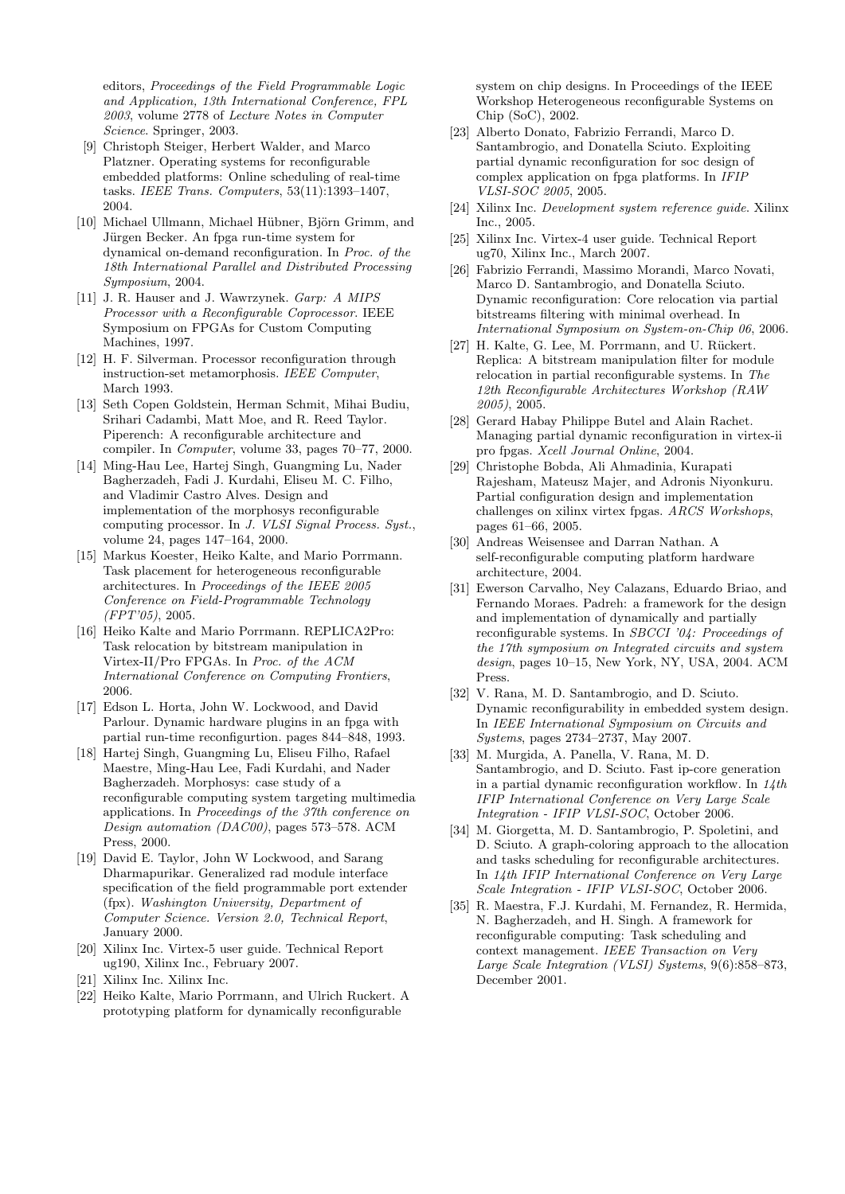editors, *Proceedings of the Field Programmable Logic and Application, 13th International Conference, FPL 2003*, volume 2778 of *Lecture Notes in Computer Science*. Springer, 2003.

[9] Christoph Steiger, Herbert Walder, and Marco Platzner. Operating systems for reconfigurable embedded platforms: Online scheduling of real-time tasks. *IEEE Trans. Computers*, 53(11):1393–1407, 2004.

[10] Michael Ullmann, Michael Hübner, Björn Grimm, and Jürgen Becker. An fpga run-time system for dynamical on-demand reconfiguration. In *Proc. of the 18th International Parallel and Distributed Processing Symposium*, 2004.

[11] J. R. Hauser and J. Wawrzynek. *Garp: A MIPS Processor with a Reconfigurable Coprocessor*. IEEE Symposium on FPGAs for Custom Computing Machines, 1997.

[12] H. F. Silverman. Processor reconfiguration through instruction-set metamorphosis. *IEEE Computer*, March 1993.

[13] Seth Copen Goldstein, Herman Schmit, Mihai Budiu, Srihari Cadambi, Matt Moe, and R. Reed Taylor. Piperench: A reconfigurable architecture and compiler. In *Computer*, volume 33, pages 70–77, 2000.

[14] Ming-Hau Lee, Hartej Singh, Guangming Lu, Nader Bagherzadeh, Fadi J. Kurdahi, Eliseu M. C. Filho, and Vladimir Castro Alves. Design and implementation of the morphosys reconfigurable computing processor. In *J. VLSI Signal Process. Syst.*, volume 24, pages 147–164, 2000.

[15] Markus Koester, Heiko Kalte, and Mario Porrmann. Task placement for heterogeneous reconfigurable architectures. In *Proceedings of the IEEE 2005 Conference on Field-Programmable Technology (FPT'05)*, 2005.

[16] Heiko Kalte and Mario Porrmann. REPLICA2Pro: Task relocation by bitstream manipulation in Virtex-II/Pro FPGAs. In *Proc. of the ACM International Conference on Computing Frontiers*, 2006.

[17] Edson L. Horta, John W. Lockwood, and David Parlour. Dynamic hardware plugins in an fpga with partial run-time reconfigurtion. pages 844–848, 1993.

[18] Hartej Singh, Guangming Lu, Eliseu Filho, Rafael Maestre, Ming-Hau Lee, Fadi Kurdahi, and Nader Bagherzadeh. Morphosys: case study of a reconfigurable computing system targeting multimedia applications. In *Proceedings of the 37th conference on Design automation (DAC00)*, pages 573–578. ACM Press, 2000.

[19] David E. Taylor, John W Lockwood, and Sarang Dharmapurikar. Generalized rad module interface specification of the field programmable port extender (fpx). *Washington University, Department of Computer Science. Version 2.0, Technical Report*, January 2000.

[20] Xilinx Inc. Virtex-5 user guide. Technical Report ug190, Xilinx Inc., February 2007.

[21] Xilinx Inc. Xilinx Inc.

[22] Heiko Kalte, Mario Porrmann, and Ulrich Ruckert. A prototyping platform for dynamically reconfigurable system on chip designs. In Proceedings of the IEEE Workshop Heterogeneous reconfigurable Systems on Chip (SoC), 2002.

[23] Alberto Donato, Fabrizio Ferrandi, Marco D. Santambrogio, and Donatella Sciuto. Exploiting partial dynamic reconfiguration for soc design of complex application on fpga platforms. In *IFIP VLSI-SOC 2005*, 2005.

[24] Xilinx Inc. *Development system reference guide*. Xilinx Inc., 2005.

[25] Xilinx Inc. Virtex-4 user guide. Technical Report ug70, Xilinx Inc., March 2007.

[26] Fabrizio Ferrandi, Massimo Morandi, Marco Novati, Marco D. Santambrogio, and Donatella Sciuto. Dynamic reconfiguration: Core relocation via partial bitstreams filtering with minimal overhead. In *International Symposium on System-on-Chip 06*, 2006.

[27] H. Kalte, G. Lee, M. Porrmann, and U. Rückert. Replica: A bitstream manipulation filter for module relocation in partial reconfigurable systems. In *The 12th Reconfigurable Architectures Workshop (RAW 2005)*, 2005.

[28] Gerard Habay Philippe Butel and Alain Rachet. Managing partial dynamic reconfiguration in virtex-ii pro fpgas. *Xcell Journal Online*, 2004.

[29] Christophe Bobda, Ali Ahmadinia, Kurapati Rajesham, Mateusz Majer, and Adronis Niyonkuru. Partial configuration design and implementation challenges on xilinx virtex fpgas. *ARCS Workshops*, pages 61–66, 2005.

[30] Andreas Weisensee and Darran Nathan. A self-reconfigurable computing platform hardware architecture, 2004.

[31] Ewerson Carvalho, Ney Calazans, Eduardo Briao, and Fernando Moraes. Padreh: a framework for the design and implementation of dynamically and partially reconfigurable systems. In *SBCCI '04: Proceedings of the 17th symposium on Integrated circuits and system design*, pages 10–15, New York, NY, USA, 2004. ACM Press.

[32] V. Rana, M. D. Santambrogio, and D. Sciuto. Dynamic reconfigurability in embedded system design. In *IEEE International Symposium on Circuits and Systems*, pages 2734–2737, May 2007.

[33] M. Murgida, A. Panella, V. Rana, M. D. Santambrogio, and D. Sciuto. Fast ip-core generation in a partial dynamic reconfiguration workflow. In *14th IFIP International Conference on Very Large Scale Integration - IFIP VLSI-SOC*, October 2006.

[34] M. Giorgetta, M. D. Santambrogio, P. Spoletini, and D. Sciuto. A graph-coloring approach to the allocation and tasks scheduling for reconfigurable architectures. In *14th IFIP International Conference on Very Large Scale Integration - IFIP VLSI-SOC*, October 2006.

[35] R. Maestra, F.J. Kurdahi, M. Fernandez, R. Hermida, N. Bagherzadeh, and H. Singh. A framework for reconfigurable computing: Task scheduling and context management. *IEEE Transaction on Very Large Scale Integration (VLSI) Systems*, 9(6):858–873, December 2001.